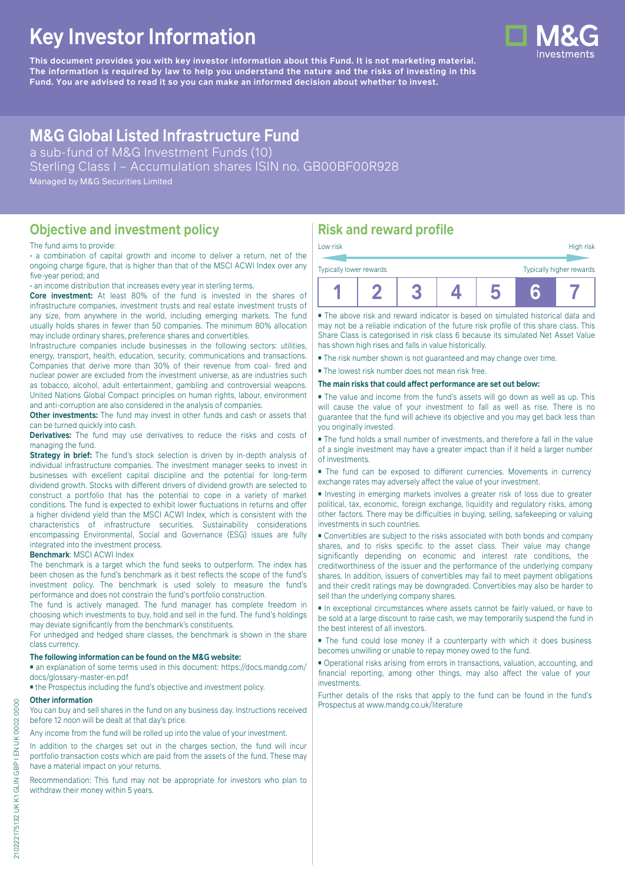# Key Investor Information

**This document provides you with key investor information about this Fund. It is not marketing material. The information is required by law to help you understand the nature and the risks of investing in this Fund. You are advised to read it so you can make an informed decision about whether to invest.**

## M&G Global Listed Infrastructure Fund

a sub-fund of M&G Investment Funds (10)
Sterling Class I – Accumulation shares ISIN no. GB00BF00R928
Managed by M&G Securities Limited

## Objective and investment policy

The fund aims to provide:

• a combination of capital growth and income to deliver a return, net of the ongoing charge figure, that is higher than that of the MSCI ACWI Index over any five-year period; and

• an income distribution that increases every year in sterling terms.

**Core investment:** At least 80% of the fund is invested in the shares of infrastructure companies, investment trusts and real estate investment trusts of any size, from anywhere in the world, including emerging markets. The fund usually holds shares in fewer than 50 companies. The minimum 80% allocation may include ordinary shares, preference shares and convertibles.

Infrastructure companies include businesses in the following sectors: utilities, energy, transport, health, education, security, communications and transactions. Companies that derive more than 30% of their revenue from coal- fired and nuclear power are excluded from the investment universe, as are industries such as tobacco, alcohol, adult entertainment, gambling and controversial weapons. United Nations Global Compact principles on human rights, labour, environment and anti-corruption are also considered in the analysis of companies.

**Other investments:** The fund may invest in other funds and cash or assets that can be turned quickly into cash.

**Derivatives:** The fund may use derivatives to reduce the risks and costs of managing the fund.

**Strategy in brief:** The fund's stock selection is driven by in-depth analysis of individual infrastructure companies. The investment manager seeks to invest in businesses with excellent capital discipline and the potential for long-term dividend growth. Stocks with different drivers of dividend growth are selected to construct a portfolio that has the potential to cope in a variety of market conditions. The fund is expected to exhibit lower fluctuations in returns and offer a higher dividend yield than the MSCI ACWI Index, which is consistent with the characteristics of infrastructure securities. Sustainability considerations encompassing Environmental, Social and Governance (ESG) issues are fully integrated into the investment process.

**Benchmark**: MSCI ACWI Index

The benchmark is a target which the fund seeks to outperform. The index has been chosen as the fund's benchmark as it best reflects the scope of the fund's investment policy. The benchmark is used solely to measure the fund's performance and does not constrain the fund's portfolio construction.

The fund is actively managed. The fund manager has complete freedom in choosing which investments to buy, hold and sell in the fund. The fund's holdings may deviate significantly from the benchmark's constituents.

For unhedged and hedged share classes, the benchmark is shown in the share class currency.

**The following information can be found on the M&G website:**

- an explanation of some terms used in this document: https://docs.mandg.com/docs/glossary-master-en.pdf
- the Prospectus including the fund's objective and investment policy.

**Other information**

You can buy and sell shares in the fund on any business day. Instructions received before 12 noon will be dealt at that day's price.

Any income from the fund will be rolled up into the value of your investment.

In addition to the charges set out in the charges section, the fund will incur portfolio transaction costs which are paid from the assets of the fund. These may have a material impact on your returns.

Recommendation: This fund may not be appropriate for investors who plan to withdraw their money within 5 years.

## Risk and reward profile

Low risk — High risk

Typically lower rewards — Typically higher rewards

| 1 | 2 | 3 | 4 | 5 | **6** | 7 |
|---|---|---|---|---|---|---|

- The above risk and reward indicator is based on simulated historical data and may not be a reliable indication of the future risk profile of this share class. This Share Class is categorised in risk class 6 because its simulated Net Asset Value has shown high rises and falls in value historically.
- The risk number shown is not guaranteed and may change over time.
- The lowest risk number does not mean risk free.

**The main risks that could affect performance are set out below:**

- The value and income from the fund's assets will go down as well as up. This will cause the value of your investment to fall as well as rise. There is no guarantee that the fund will achieve its objective and you may get back less than you originally invested.
- The fund holds a small number of investments, and therefore a fall in the value of a single investment may have a greater impact than if it held a larger number of investments.
- The fund can be exposed to different currencies. Movements in currency exchange rates may adversely affect the value of your investment.
- Investing in emerging markets involves a greater risk of loss due to greater political, tax, economic, foreign exchange, liquidity and regulatory risks, among other factors. There may be difficulties in buying, selling, safekeeping or valuing investments in such countries.
- Convertibles are subject to the risks associated with both bonds and company shares, and to risks specific to the asset class. Their value may change significantly depending on economic and interest rate conditions, the creditworthiness of the issuer and the performance of the underlying company shares. In addition, issuers of convertibles may fail to meet payment obligations and their credit ratings may be downgraded. Convertibles may also be harder to sell than the underlying company shares.
- In exceptional circumstances where assets cannot be fairly valued, or have to be sold at a large discount to raise cash, we may temporarily suspend the fund in the best interest of all investors.
- The fund could lose money if a counterparty with which it does business becomes unwilling or unable to repay money owed to the fund.
- Operational risks arising from errors in transactions, valuation, accounting, and financial reporting, among other things, may also affect the value of your investments.

Further details of the risks that apply to the fund can be found in the fund's Prospectus at www.mandg.co.uk/literature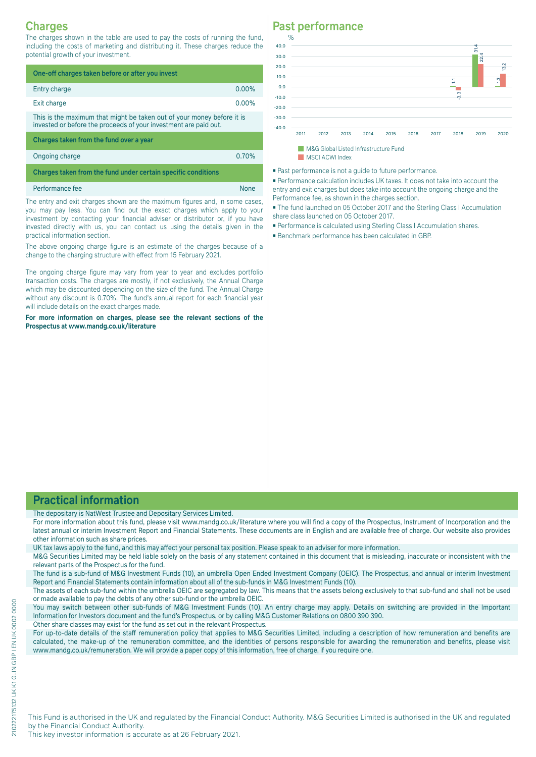## Charges

The charges shown in the table are used to pay the costs of running the fund, including the costs of marketing and distributing it. These charges reduce the potential growth of your investment.

| One-off charges taken before or after you invest | |
|---|---|
| Entry charge | 0.00% |
| Exit charge | 0.00% |
| This is the maximum that might be taken out of your money before it is invested or before the proceeds of your investment are paid out. | |
| **Charges taken from the fund over a year** | |
| Ongoing charge | 0.70% |
| **Charges taken from the fund under certain specific conditions** | |
| Performance fee | None |

The entry and exit charges shown are the maximum figures and, in some cases, you may pay less. You can find out the exact charges which apply to your investment by contacting your financial adviser or distributor or, if you have invested directly with us, you can contact us using the details given in the practical information section.

The above ongoing charge figure is an estimate of the charges because of a change to the charging structure with effect from 15 February 2021.

The ongoing charge figure may vary from year to year and excludes portfolio transaction costs. The charges are mostly, if not exclusively, the Annual Charge which may be discounted depending on the size of the fund. The Annual Charge without any discount is 0.70%. The fund's annual report for each financial year will include details on the exact charges made.

**For more information on charges, please see the relevant sections of the Prospectus at www.mandg.co.uk/literature**

## Past performance

%
40.0
30.0
20.0
10.0
0.0
-10.0
-20.0
-30.0
-40.0

2011 2012 2013 2014 2015 2016 2017 2018 2019 2020

1.1
-3.3
31.4
22.4
1.3
13.2

M&G Global Listed Infrastructure Fund
MSCI ACWI Index

- Past performance is not a guide to future performance.
- Performance calculation includes UK taxes. It does not take into account the entry and exit charges but does take into account the ongoing charge and the Performance fee, as shown in the charges section.
- The fund launched on 05 October 2017 and the Sterling Class I Accumulation share class launched on 05 October 2017.
- Performance is calculated using Sterling Class I Accumulation shares.
- Benchmark performance has been calculated in GBP.

## Practical information

The depositary is NatWest Trustee and Depositary Services Limited.

For more information about this fund, please visit www.mandg.co.uk/literature where you will find a copy of the Prospectus, Instrument of Incorporation and the latest annual or interim Investment Report and Financial Statements. These documents are in English and are available free of charge. Our website also provides other information such as share prices.

UK tax laws apply to the fund, and this may affect your personal tax position. Please speak to an adviser for more information.

M&G Securities Limited may be held liable solely on the basis of any statement contained in this document that is misleading, inaccurate or inconsistent with the relevant parts of the Prospectus for the fund.

The fund is a sub-fund of M&G Investment Funds (10), an umbrella Open Ended Investment Company (OEIC). The Prospectus, and annual or interim Investment Report and Financial Statements contain information about all of the sub-funds in M&G Investment Funds (10).

The assets of each sub-fund within the umbrella OEIC are segregated by law. This means that the assets belong exclusively to that sub-fund and shall not be used or made available to pay the debts of any other sub-fund or the umbrella OEIC.

You may switch between other sub-funds of M&G Investment Funds (10). An entry charge may apply. Details on switching are provided in the Important Information for Investors document and the fund's Prospectus, or by calling M&G Customer Relations on 0800 390 390.

Other share classes may exist for the fund as set out in the relevant Prospectus.

For up-to-date details of the staff remuneration policy that applies to M&G Securities Limited, including a description of how remuneration and benefits are calculated, the make-up of the remuneration committee, and the identities of persons responsible for awarding the remuneration and benefits, please visit www.mandg.co.uk/remuneration. We will provide a paper copy of this information, free of charge, if you require one.

This Fund is authorised in the UK and regulated by the Financial Conduct Authority. M&G Securities Limited is authorised in the UK and regulated by the Financial Conduct Authority.

This key investor information is accurate as at 26 February 2021.

210222175132 UK K1 GLIN GBP I EN UK 0002 0000